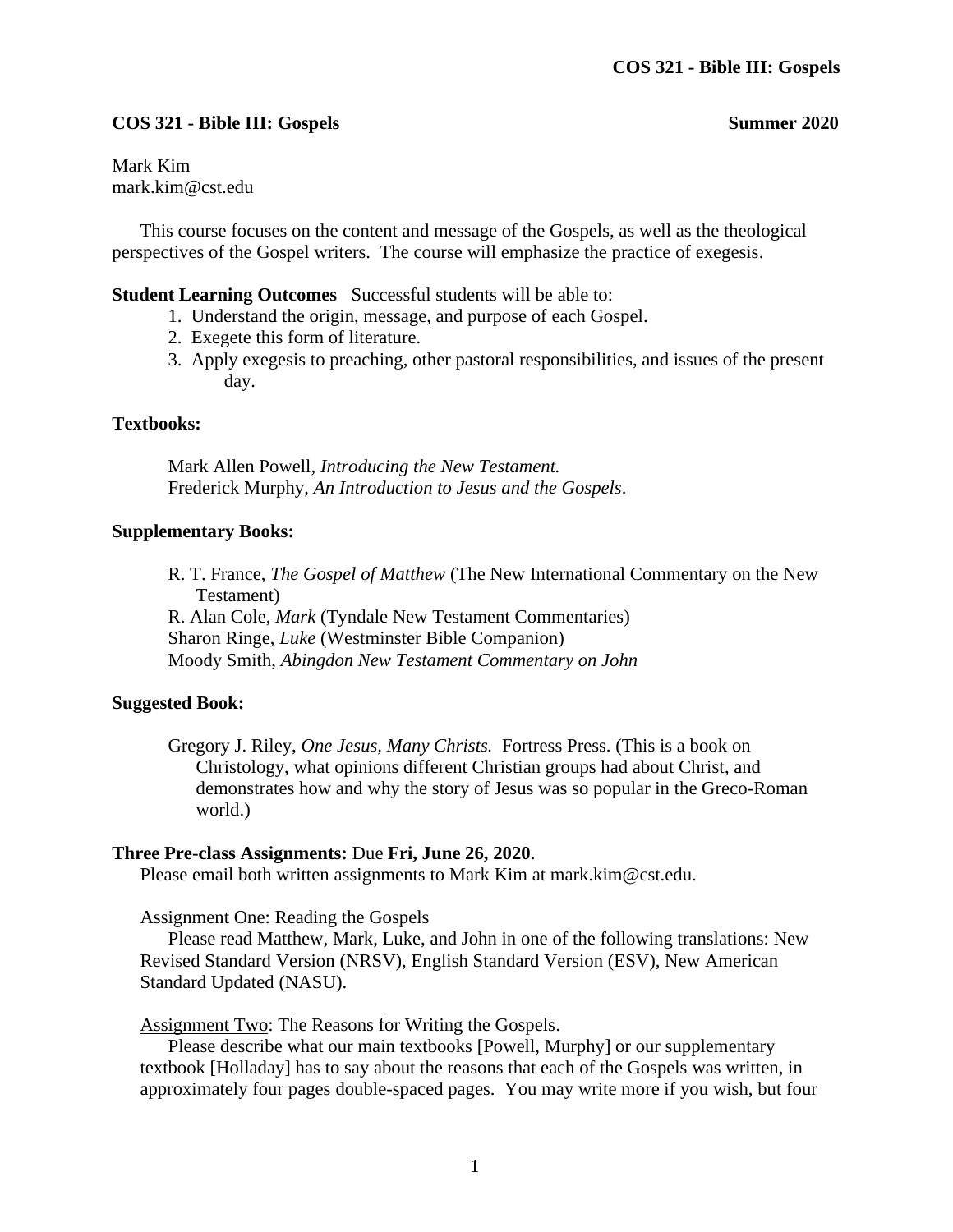**COS 321 - Bible III: Gospels** **Summer 2020**

Mark Kim
mark.kim@cst.edu

This course focuses on the content and message of the Gospels, as well as the theological perspectives of the Gospel writers. The course will emphasize the practice of exegesis.

**Student Learning Outcomes** Successful students will be able to:

1. Understand the origin, message, and purpose of each Gospel.
2. Exegete this form of literature.
3. Apply exegesis to preaching, other pastoral responsibilities, and issues of the present day.

**Textbooks:**

Mark Allen Powell, *Introducing the New Testament.*
Frederick Murphy, *An Introduction to Jesus and the Gospels*.

**Supplementary Books:**

R. T. France, *The Gospel of Matthew* (The New International Commentary on the New Testament)
R. Alan Cole, *Mark* (Tyndale New Testament Commentaries)
Sharon Ringe, *Luke* (Westminster Bible Companion)
Moody Smith, *Abingdon New Testament Commentary on John*

**Suggested Book:**

Gregory J. Riley, *One Jesus, Many Christs.* Fortress Press. (This is a book on Christology, what opinions different Christian groups had about Christ, and demonstrates how and why the story of Jesus was so popular in the Greco-Roman world.)

**Three Pre-class Assignments:** Due **Fri, June 26, 2020**.
Please email both written assignments to Mark Kim at mark.kim@cst.edu.

Assignment One: Reading the Gospels
Please read Matthew, Mark, Luke, and John in one of the following translations: New Revised Standard Version (NRSV), English Standard Version (ESV), New American Standard Updated (NASU).

Assignment Two: The Reasons for Writing the Gospels.
Please describe what our main textbooks [Powell, Murphy] or our supplementary textbook [Holladay] has to say about the reasons that each of the Gospels was written, in approximately four pages double-spaced pages. You may write more if you wish, but four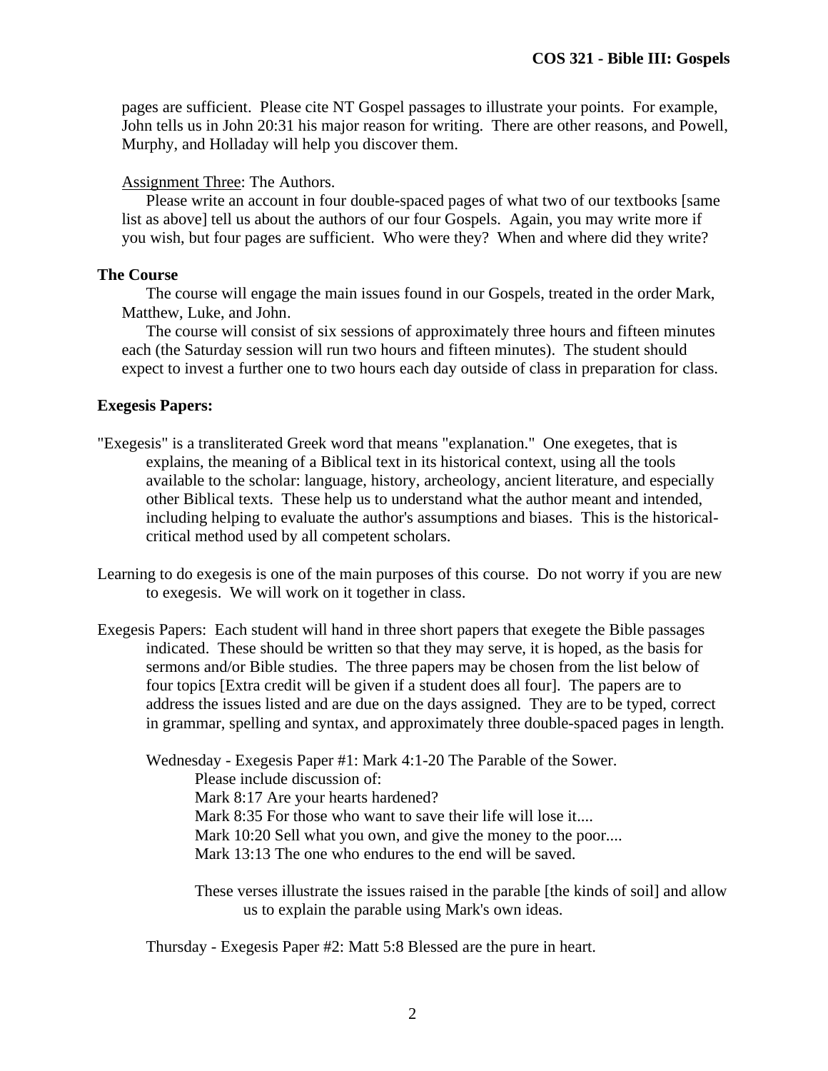pages are sufficient. Please cite NT Gospel passages to illustrate your points. For example, John tells us in John 20:31 his major reason for writing. There are other reasons, and Powell, Murphy, and Holladay will help you discover them.

Assignment Three: The Authors.

Please write an account in four double-spaced pages of what two of our textbooks [same list as above] tell us about the authors of our four Gospels. Again, you may write more if you wish, but four pages are sufficient. Who were they? When and where did they write?

**The Course**

The course will engage the main issues found in our Gospels, treated in the order Mark, Matthew, Luke, and John.

The course will consist of six sessions of approximately three hours and fifteen minutes each (the Saturday session will run two hours and fifteen minutes). The student should expect to invest a further one to two hours each day outside of class in preparation for class.

**Exegesis Papers:**

"Exegesis" is a transliterated Greek word that means "explanation." One exegetes, that is explains, the meaning of a Biblical text in its historical context, using all the tools available to the scholar: language, history, archeology, ancient literature, and especially other Biblical texts. These help us to understand what the author meant and intended, including helping to evaluate the author's assumptions and biases. This is the historical-critical method used by all competent scholars.

Learning to do exegesis is one of the main purposes of this course. Do not worry if you are new to exegesis. We will work on it together in class.

Exegesis Papers: Each student will hand in three short papers that exegete the Bible passages indicated. These should be written so that they may serve, it is hoped, as the basis for sermons and/or Bible studies. The three papers may be chosen from the list below of four topics [Extra credit will be given if a student does all four]. The papers are to address the issues listed and are due on the days assigned. They are to be typed, correct in grammar, spelling and syntax, and approximately three double-spaced pages in length.

Wednesday - Exegesis Paper #1: Mark 4:1-20 The Parable of the Sower.

Please include discussion of:
Mark 8:17 Are your hearts hardened?
Mark 8:35 For those who want to save their life will lose it....
Mark 10:20 Sell what you own, and give the money to the poor....
Mark 13:13 The one who endures to the end will be saved.

These verses illustrate the issues raised in the parable [the kinds of soil] and allow us to explain the parable using Mark's own ideas.

Thursday - Exegesis Paper #2: Matt 5:8 Blessed are the pure in heart.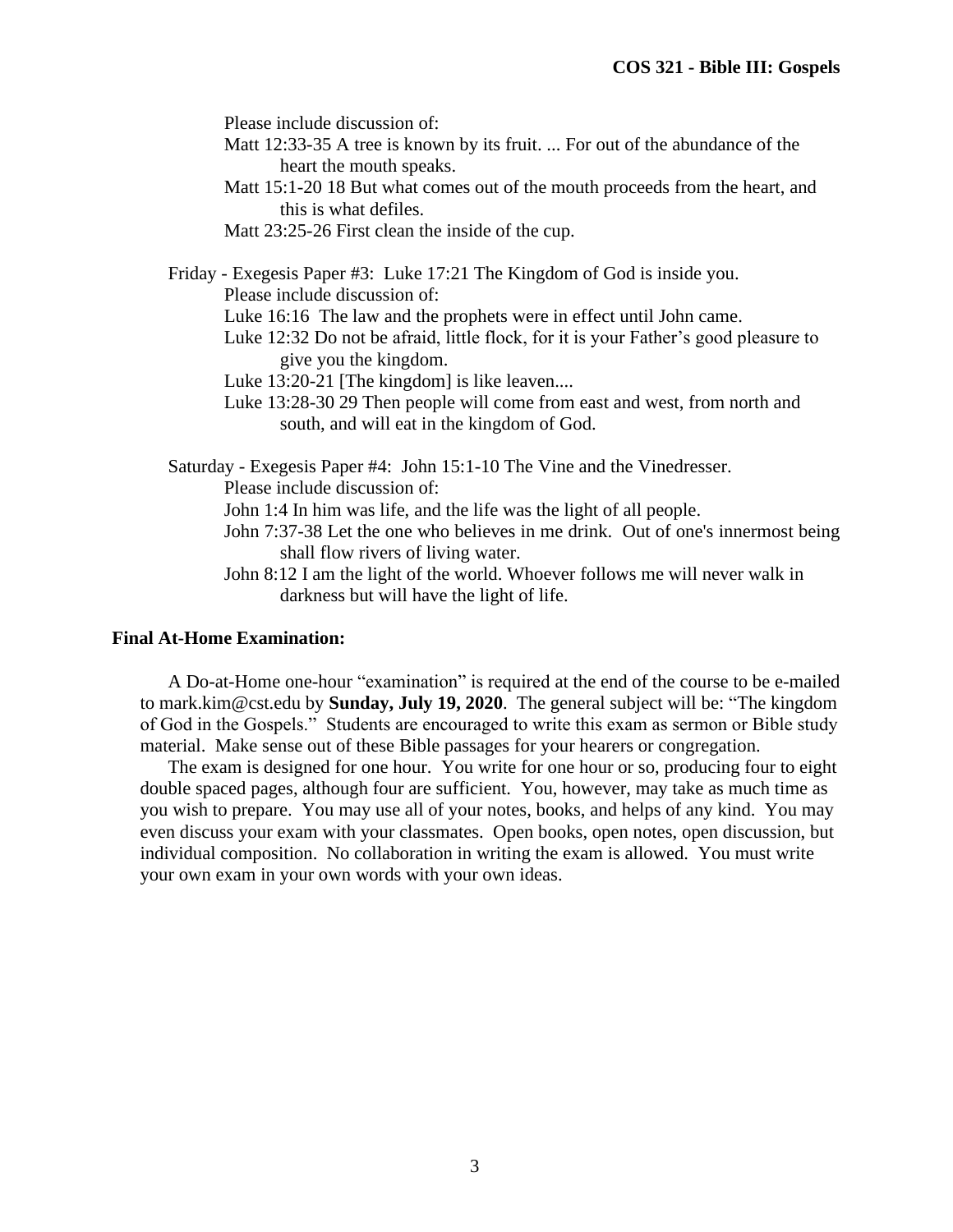Please include discussion of:

Matt 12:33-35 A tree is known by its fruit. ... For out of the abundance of the heart the mouth speaks.

Matt 15:1-20 18 But what comes out of the mouth proceeds from the heart, and this is what defiles.

Matt 23:25-26 First clean the inside of the cup.

Friday - Exegesis Paper #3: Luke 17:21 The Kingdom of God is inside you.

Please include discussion of:

Luke 16:16 The law and the prophets were in effect until John came.

Luke 12:32 Do not be afraid, little flock, for it is your Father's good pleasure to give you the kingdom.

Luke 13:20-21 [The kingdom] is like leaven....

Luke 13:28-30 29 Then people will come from east and west, from north and south, and will eat in the kingdom of God.

Saturday - Exegesis Paper #4: John 15:1-10 The Vine and the Vinedresser.

Please include discussion of:

John 1:4 In him was life, and the life was the light of all people.

John 7:37-38 Let the one who believes in me drink. Out of one's innermost being shall flow rivers of living water.

John 8:12 I am the light of the world. Whoever follows me will never walk in darkness but will have the light of life.

**Final At-Home Examination:**

A Do-at-Home one-hour "examination" is required at the end of the course to be e-mailed to mark.kim@cst.edu by **Sunday, July 19, 2020**. The general subject will be: "The kingdom of God in the Gospels." Students are encouraged to write this exam as sermon or Bible study material. Make sense out of these Bible passages for your hearers or congregation.

The exam is designed for one hour. You write for one hour or so, producing four to eight double spaced pages, although four are sufficient. You, however, may take as much time as you wish to prepare. You may use all of your notes, books, and helps of any kind. You may even discuss your exam with your classmates. Open books, open notes, open discussion, but individual composition. No collaboration in writing the exam is allowed. You must write your own exam in your own words with your own ideas.